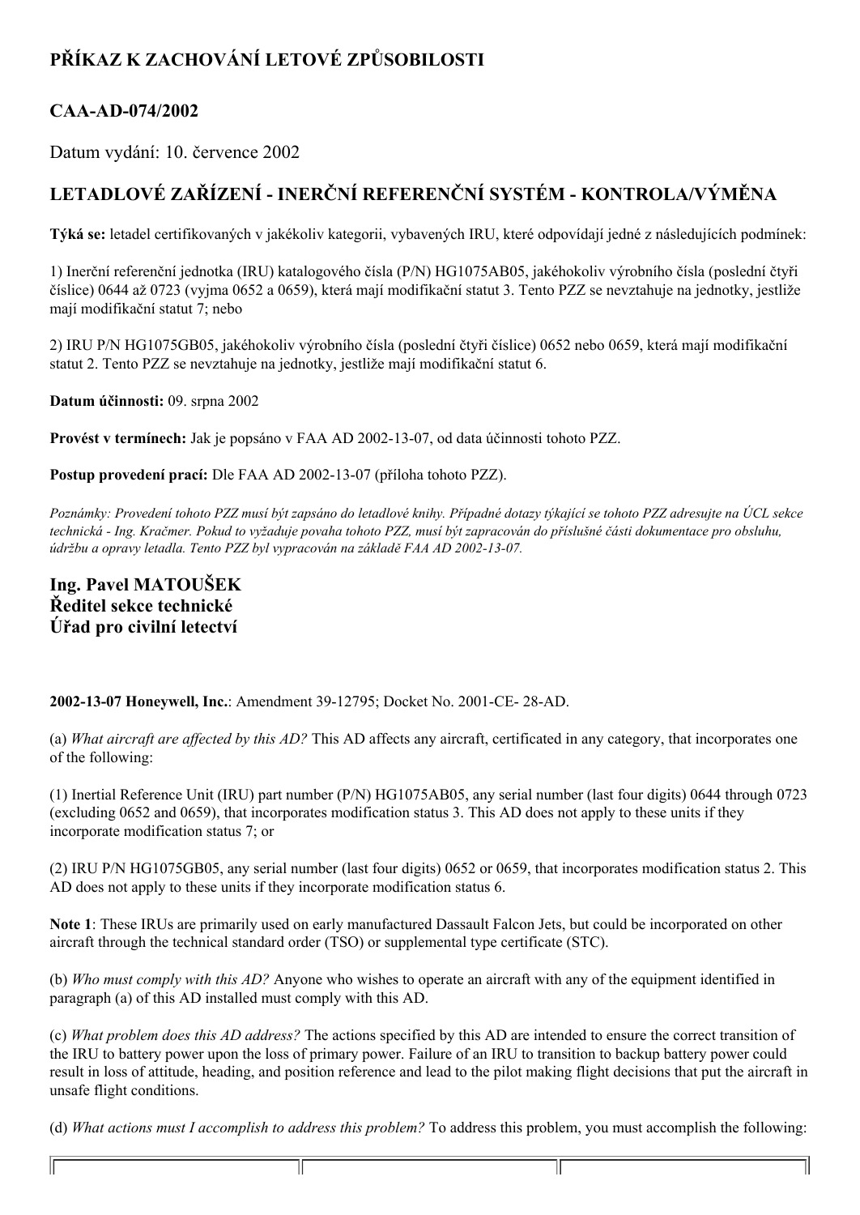## PŘÍKAZ K ZACHOVÁNÍ LETOVÉ ZPŮSOBILOSTI

## CAA-AD-074/2002

Datum vydání: 10. července 2002

## LETADLOVÉ ZAŘÍZENÍ - INERČNÍ REFERENČNÍ SYSTÉM - KONTROLA/VÝMĚNA

**Týká se:** letadel certifikovaných v jakékoliv kategorii, vybavených IRU, které odpovídají jedné z následujících podmínek:

1) Inerční referenční jednotka (IRU) katalogového čísla (P/N) HG1075AB05, jakéhokoliv výrobního čísla (poslední čtyři číslice) 0644 až 0723 (vyjma 0652 a 0659), která mají modifikační statut 3. Tento PZZ se nevztahuje na jednotky, jestliže mají modifikační statut 7; nebo

2) IRU P/N HG1075GB05, jakéhokoliv výrobního čísla (poslední čtyři číslice) 0652 nebo 0659, která mají modifikační statut 2. Tento PZZ se nevztahuje na jednotky, jestliže mají modifikační statut 6.

**Datum účinnosti:** 09. srpna 2002

**Provést v termínech:** Jak je popsáno v FAA AD 2002-13-07, od data účinnosti tohoto PZZ.

**Postup provedení prací:** Dle FAA AD 2002-13-07 (příloha tohoto PZZ).

*Poznámky: Provedení tohoto PZZ musí být zapsáno do letadlové knihy. Případné dotazy týkající se tohoto PZZ adresujte na ÚCL sekce technická - Ing. Kračmer. Pokud to vyžaduje povaha tohoto PZZ, musí být zapracován do příslušné části dokumentace pro obsluhu, údržbu a opravy letadla. Tento PZZ byl vypracován na základě FAA AD 2002-13-07.*

### Ing. Pavel MATOUŠEK
### Ředitel sekce technické
### Úřad pro civilní letectví

**2002-13-07 Honeywell, Inc.**: Amendment 39-12795; Docket No. 2001-CE- 28-AD.

(a) *What aircraft are affected by this AD?* This AD affects any aircraft, certificated in any category, that incorporates one of the following:

(1) Inertial Reference Unit (IRU) part number (P/N) HG1075AB05, any serial number (last four digits) 0644 through 0723 (excluding 0652 and 0659), that incorporates modification status 3. This AD does not apply to these units if they incorporate modification status 7; or

(2) IRU P/N HG1075GB05, any serial number (last four digits) 0652 or 0659, that incorporates modification status 2. This AD does not apply to these units if they incorporate modification status 6.

**Note 1**: These IRUs are primarily used on early manufactured Dassault Falcon Jets, but could be incorporated on other aircraft through the technical standard order (TSO) or supplemental type certificate (STC).

(b) *Who must comply with this AD?* Anyone who wishes to operate an aircraft with any of the equipment identified in paragraph (a) of this AD installed must comply with this AD.

(c) *What problem does this AD address?* The actions specified by this AD are intended to ensure the correct transition of the IRU to battery power upon the loss of primary power. Failure of an IRU to transition to backup battery power could result in loss of attitude, heading, and position reference and lead to the pilot making flight decisions that put the aircraft in unsafe flight conditions.

(d) *What actions must I accomplish to address this problem?* To address this problem, you must accomplish the following: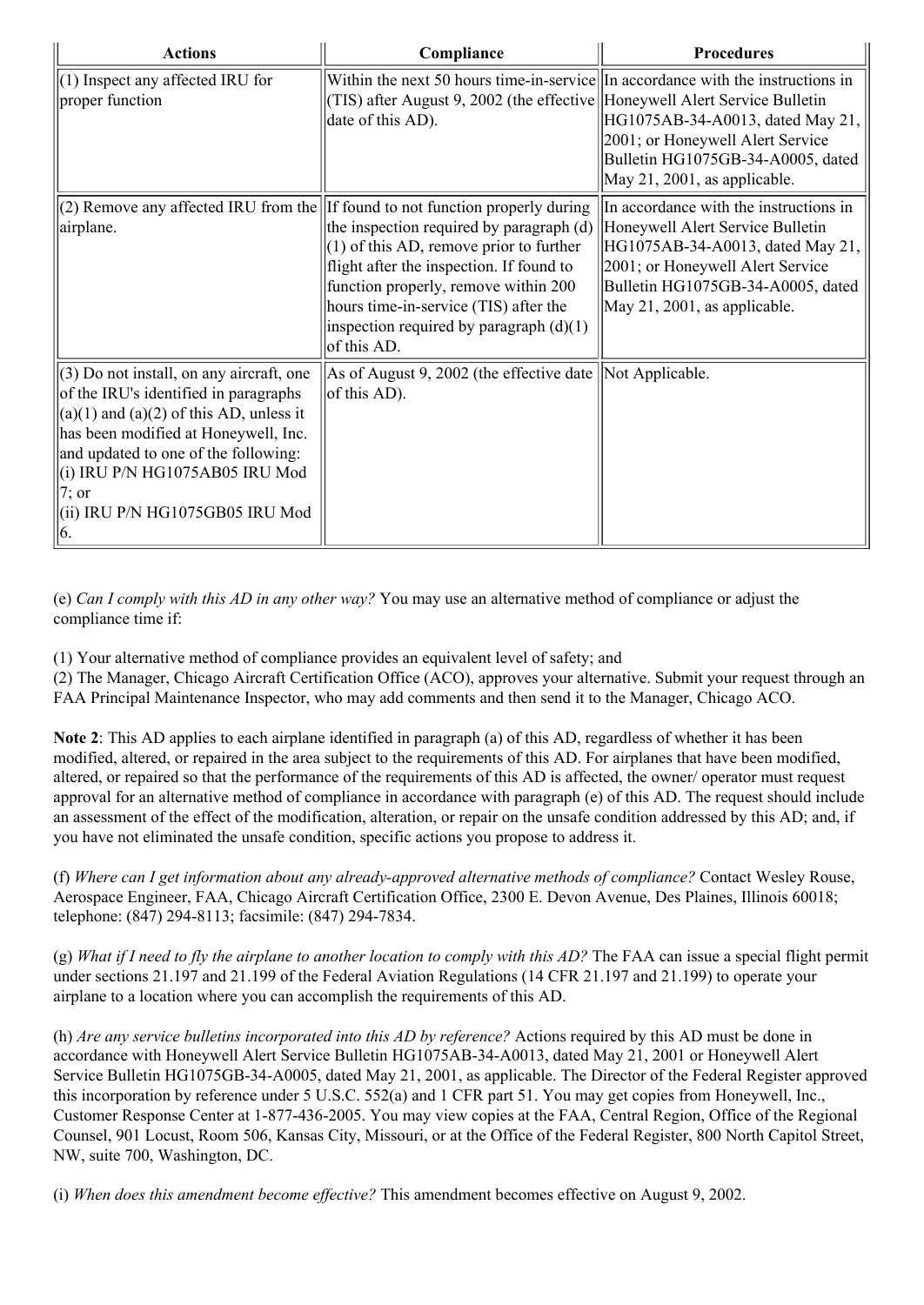| Actions | Compliance | Procedures |
| --- | --- | --- |
| (1) Inspect any affected IRU for proper function | Within the next 50 hours time-in-service (TIS) after August 9, 2002 (the effective date of this AD). | In accordance with the instructions in Honeywell Alert Service Bulletin HG1075AB-34-A0013, dated May 21, 2001; or Honeywell Alert Service Bulletin HG1075GB-34-A0005, dated May 21, 2001, as applicable. |
| (2) Remove any affected IRU from the airplane. | If found to not function properly during the inspection required by paragraph (d)(1) of this AD, remove prior to further flight after the inspection. If found to function properly, remove within 200 hours time-in-service (TIS) after the inspection required by paragraph (d)(1) of this AD. | In accordance with the instructions in Honeywell Alert Service Bulletin HG1075AB-34-A0013, dated May 21, 2001; or Honeywell Alert Service Bulletin HG1075GB-34-A0005, dated May 21, 2001, as applicable. |
| (3) Do not install, on any aircraft, one of the IRU's identified in paragraphs (a)(1) and (a)(2) of this AD, unless it has been modified at Honeywell, Inc. and updated to one of the following: (i) IRU P/N HG1075AB05 IRU Mod 7; or (ii) IRU P/N HG1075GB05 IRU Mod 6. | As of August 9, 2002 (the effective date of this AD). | Not Applicable. |

(e) *Can I comply with this AD in any other way?* You may use an alternative method of compliance or adjust the compliance time if:

(1) Your alternative method of compliance provides an equivalent level of safety; and
(2) The Manager, Chicago Aircraft Certification Office (ACO), approves your alternative. Submit your request through an FAA Principal Maintenance Inspector, who may add comments and then send it to the Manager, Chicago ACO.

**Note 2**: This AD applies to each airplane identified in paragraph (a) of this AD, regardless of whether it has been modified, altered, or repaired in the area subject to the requirements of this AD. For airplanes that have been modified, altered, or repaired so that the performance of the requirements of this AD is affected, the owner/ operator must request approval for an alternative method of compliance in accordance with paragraph (e) of this AD. The request should include an assessment of the effect of the modification, alteration, or repair on the unsafe condition addressed by this AD; and, if you have not eliminated the unsafe condition, specific actions you propose to address it.

(f) *Where can I get information about any already-approved alternative methods of compliance?* Contact Wesley Rouse, Aerospace Engineer, FAA, Chicago Aircraft Certification Office, 2300 E. Devon Avenue, Des Plaines, Illinois 60018; telephone: (847) 294-8113; facsimile: (847) 294-7834.

(g) *What if I need to fly the airplane to another location to comply with this AD?* The FAA can issue a special flight permit under sections 21.197 and 21.199 of the Federal Aviation Regulations (14 CFR 21.197 and 21.199) to operate your airplane to a location where you can accomplish the requirements of this AD.

(h) *Are any service bulletins incorporated into this AD by reference?* Actions required by this AD must be done in accordance with Honeywell Alert Service Bulletin HG1075AB-34-A0013, dated May 21, 2001 or Honeywell Alert Service Bulletin HG1075GB-34-A0005, dated May 21, 2001, as applicable. The Director of the Federal Register approved this incorporation by reference under 5 U.S.C. 552(a) and 1 CFR part 51. You may get copies from Honeywell, Inc., Customer Response Center at 1-877-436-2005. You may view copies at the FAA, Central Region, Office of the Regional Counsel, 901 Locust, Room 506, Kansas City, Missouri, or at the Office of the Federal Register, 800 North Capitol Street, NW, suite 700, Washington, DC.

(i) *When does this amendment become effective?* This amendment becomes effective on August 9, 2002.